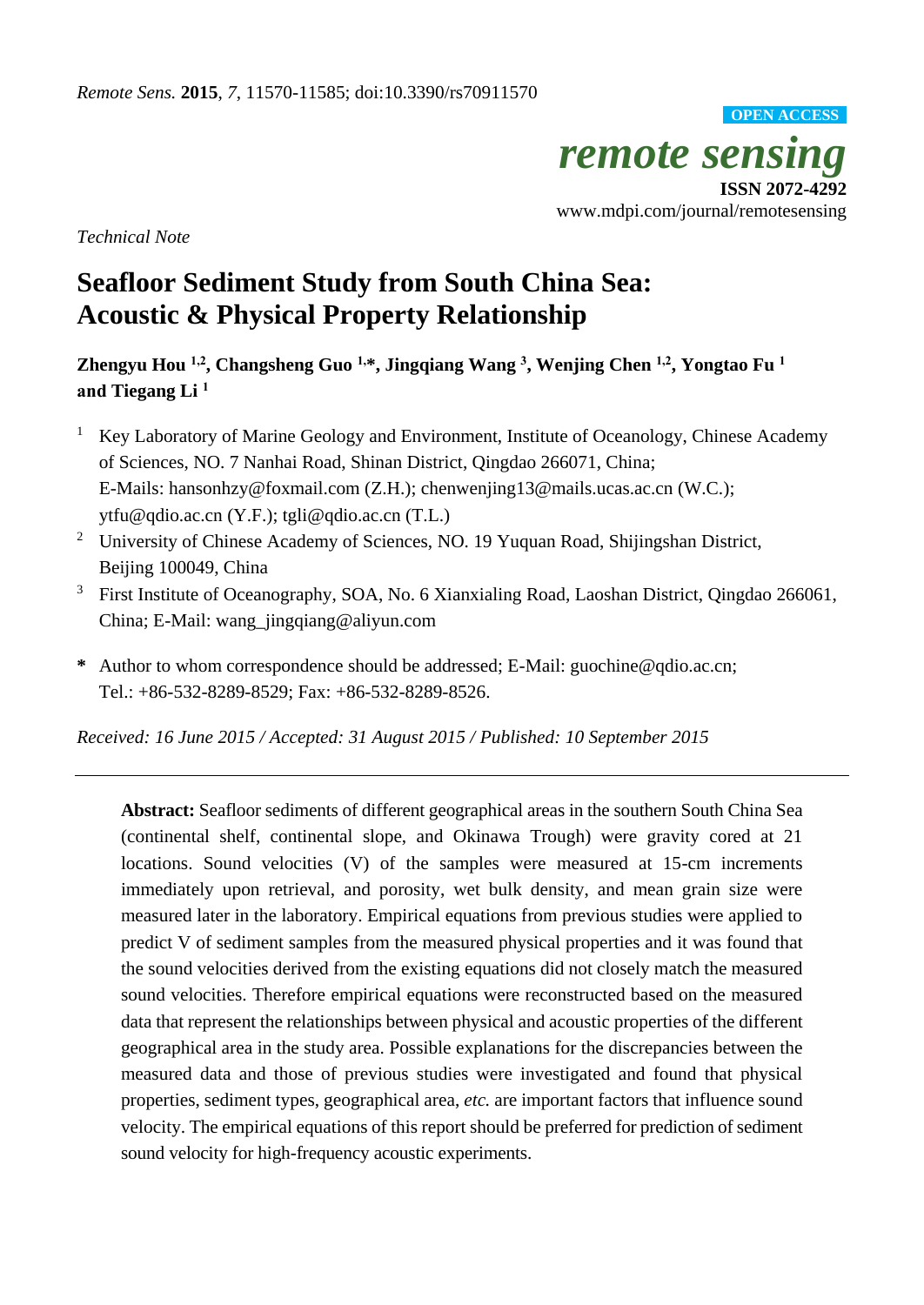*Remote Sens.* **2015**, *7*, 11570-11585; doi:10.3390/rs70911570

**OPEN ACCESS**

*remote sensing*

**ISSN 2072-4292**

www.mdpi.com/journal/remotesensing

*Technical Note*

# Seafloor Sediment Study from South China Sea: Acoustic & Physical Property Relationship

**Zhengyu Hou [1,2], Changsheng Guo [1,*], Jingqiang Wang [3], Wenjing Chen [1,2], Yongtao Fu [1] and Tiegang Li [1]**

[1] Key Laboratory of Marine Geology and Environment, Institute of Oceanology, Chinese Academy of Sciences, NO. 7 Nanhai Road, Shinan District, Qingdao 266071, China; E-Mails: hansonhzy@foxmail.com (Z.H.); chenwenjing13@mails.ucas.ac.cn (W.C.); ytfu@qdio.ac.cn (Y.F.); tgli@qdio.ac.cn (T.L.)

[2] University of Chinese Academy of Sciences, NO. 19 Yuquan Road, Shijingshan District, Beijing 100049, China

[3] First Institute of Oceanography, SOA, No. 6 Xianxialing Road, Laoshan District, Qingdao 266061, China; E-Mail: wang_jingqiang@aliyun.com

**\*** Author to whom correspondence should be addressed; E-Mail: guochine@qdio.ac.cn; Tel.: +86-532-8289-8529; Fax: +86-532-8289-8526.

*Received: 16 June 2015 / Accepted: 31 August 2015 / Published: 10 September 2015*

---

**Abstract:** Seafloor sediments of different geographical areas in the southern South China Sea (continental shelf, continental slope, and Okinawa Trough) were gravity cored at 21 locations. Sound velocities (V) of the samples were measured at 15-cm increments immediately upon retrieval, and porosity, wet bulk density, and mean grain size were measured later in the laboratory. Empirical equations from previous studies were applied to predict V of sediment samples from the measured physical properties and it was found that the sound velocities derived from the existing equations did not closely match the measured sound velocities. Therefore empirical equations were reconstructed based on the measured data that represent the relationships between physical and acoustic properties of the different geographical area in the study area. Possible explanations for the discrepancies between the measured data and those of previous studies were investigated and found that physical properties, sediment types, geographical area, *etc.* are important factors that influence sound velocity. The empirical equations of this report should be preferred for prediction of sediment sound velocity for high-frequency acoustic experiments.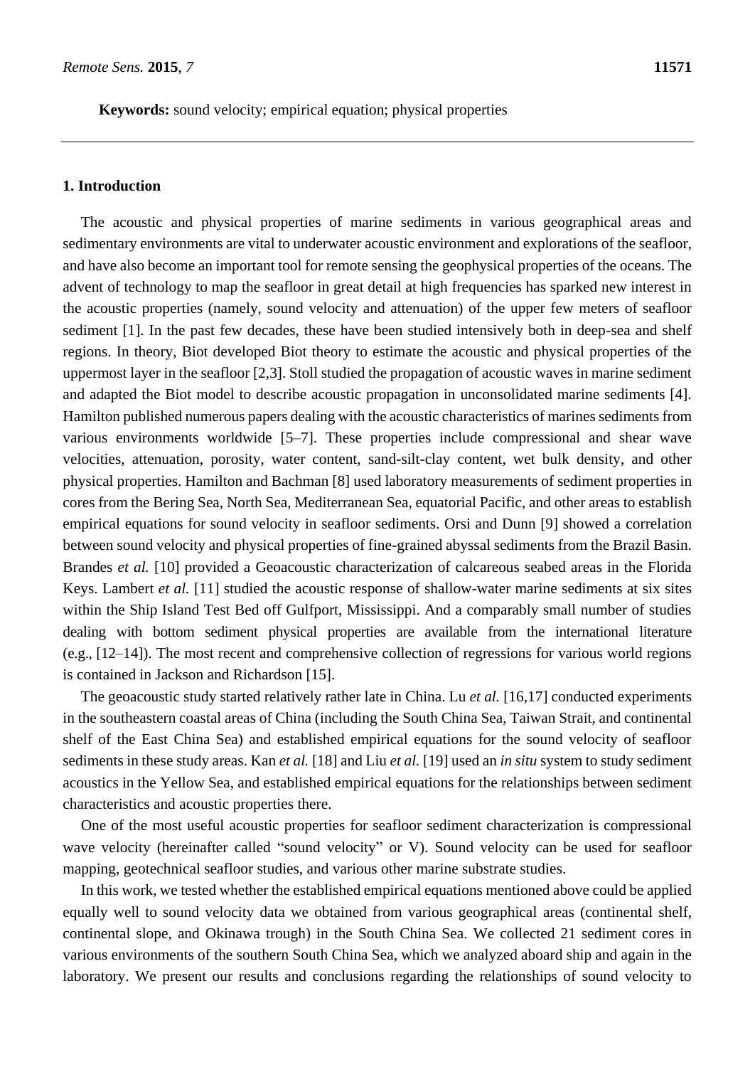**Keywords:** sound velocity; empirical equation; physical properties

## 1. Introduction

The acoustic and physical properties of marine sediments in various geographical areas and sedimentary environments are vital to underwater acoustic environment and explorations of the seafloor, and have also become an important tool for remote sensing the geophysical properties of the oceans. The advent of technology to map the seafloor in great detail at high frequencies has sparked new interest in the acoustic properties (namely, sound velocity and attenuation) of the upper few meters of seafloor sediment [1]. In the past few decades, these have been studied intensively both in deep-sea and shelf regions. In theory, Biot developed Biot theory to estimate the acoustic and physical properties of the uppermost layer in the seafloor [2,3]. Stoll studied the propagation of acoustic waves in marine sediment and adapted the Biot model to describe acoustic propagation in unconsolidated marine sediments [4]. Hamilton published numerous papers dealing with the acoustic characteristics of marines sediments from various environments worldwide [5–7]. These properties include compressional and shear wave velocities, attenuation, porosity, water content, sand-silt-clay content, wet bulk density, and other physical properties. Hamilton and Bachman [8] used laboratory measurements of sediment properties in cores from the Bering Sea, North Sea, Mediterranean Sea, equatorial Pacific, and other areas to establish empirical equations for sound velocity in seafloor sediments. Orsi and Dunn [9] showed a correlation between sound velocity and physical properties of fine-grained abyssal sediments from the Brazil Basin. Brandes *et al.* [10] provided a Geoacoustic characterization of calcareous seabed areas in the Florida Keys. Lambert *et al.* [11] studied the acoustic response of shallow-water marine sediments at six sites within the Ship Island Test Bed off Gulfport, Mississippi. And a comparably small number of studies dealing with bottom sediment physical properties are available from the international literature (e.g., [12–14]). The most recent and comprehensive collection of regressions for various world regions is contained in Jackson and Richardson [15].

The geoacoustic study started relatively rather late in China. Lu *et al.* [16,17] conducted experiments in the southeastern coastal areas of China (including the South China Sea, Taiwan Strait, and continental shelf of the East China Sea) and established empirical equations for the sound velocity of seafloor sediments in these study areas. Kan *et al.* [18] and Liu *et al.* [19] used an *in situ* system to study sediment acoustics in the Yellow Sea, and established empirical equations for the relationships between sediment characteristics and acoustic properties there.

One of the most useful acoustic properties for seafloor sediment characterization is compressional wave velocity (hereinafter called "sound velocity" or V). Sound velocity can be used for seafloor mapping, geotechnical seafloor studies, and various other marine substrate studies.

In this work, we tested whether the established empirical equations mentioned above could be applied equally well to sound velocity data we obtained from various geographical areas (continental shelf, continental slope, and Okinawa trough) in the South China Sea. We collected 21 sediment cores in various environments of the southern South China Sea, which we analyzed aboard ship and again in the laboratory. We present our results and conclusions regarding the relationships of sound velocity to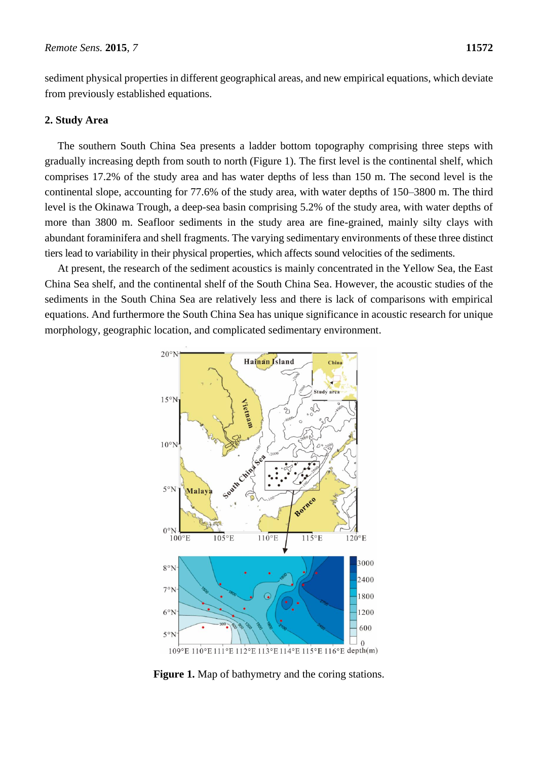sediment physical properties in different geographical areas, and new empirical equations, which deviate from previously established equations.

## 2. Study Area

The southern South China Sea presents a ladder bottom topography comprising three steps with gradually increasing depth from south to north (Figure 1). The first level is the continental shelf, which comprises 17.2% of the study area and has water depths of less than 150 m. The second level is the continental slope, accounting for 77.6% of the study area, with water depths of 150–3800 m. The third level is the Okinawa Trough, a deep-sea basin comprising 5.2% of the study area, with water depths of more than 3800 m. Seafloor sediments in the study area are fine-grained, mainly silty clays with abundant foraminifera and shell fragments. The varying sedimentary environments of these three distinct tiers lead to variability in their physical properties, which affects sound velocities of the sediments.

At present, the research of the sediment acoustics is mainly concentrated in the Yellow Sea, the East China Sea shelf, and the continental shelf of the South China Sea. However, the acoustic studies of the sediments in the South China Sea are relatively less and there is lack of comparisons with empirical equations. And furthermore the South China Sea has unique significance in acoustic research for unique morphology, geographic location, and complicated sedimentary environment.

**Figure 1.** Map of bathymetry and the coring stations.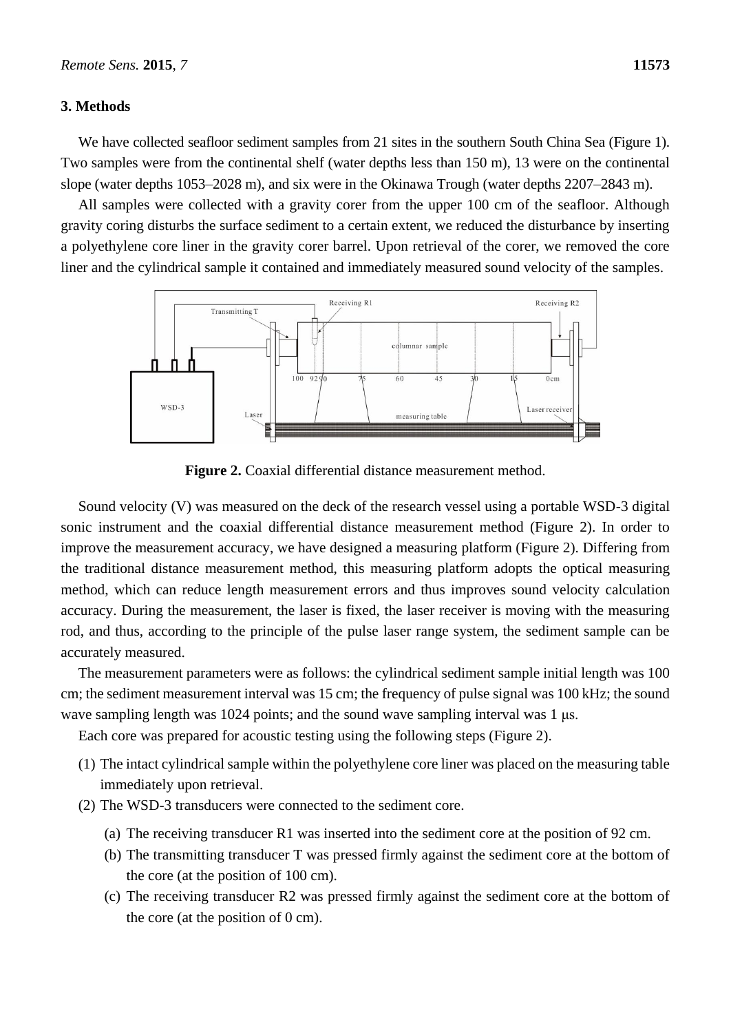## 3. Methods

We have collected seafloor sediment samples from 21 sites in the southern South China Sea (Figure 1). Two samples were from the continental shelf (water depths less than 150 m), 13 were on the continental slope (water depths 1053–2028 m), and six were in the Okinawa Trough (water depths 2207–2843 m).

All samples were collected with a gravity corer from the upper 100 cm of the seafloor. Although gravity coring disturbs the surface sediment to a certain extent, we reduced the disturbance by inserting a polyethylene core liner in the gravity corer barrel. Upon retrieval of the corer, we removed the core liner and the cylindrical sample it contained and immediately measured sound velocity of the samples.

**Figure 2.** Coaxial differential distance measurement method.

Sound velocity (V) was measured on the deck of the research vessel using a portable WSD-3 digital sonic instrument and the coaxial differential distance measurement method (Figure 2). In order to improve the measurement accuracy, we have designed a measuring platform (Figure 2). Differing from the traditional distance measurement method, this measuring platform adopts the optical measuring method, which can reduce length measurement errors and thus improves sound velocity calculation accuracy. During the measurement, the laser is fixed, the laser receiver is moving with the measuring rod, and thus, according to the principle of the pulse laser range system, the sediment sample can be accurately measured.

The measurement parameters were as follows: the cylindrical sediment sample initial length was 100 cm; the sediment measurement interval was 15 cm; the frequency of pulse signal was 100 kHz; the sound wave sampling length was 1024 points; and the sound wave sampling interval was 1 μs.

Each core was prepared for acoustic testing using the following steps (Figure 2).

1. The intact cylindrical sample within the polyethylene core liner was placed on the measuring table immediately upon retrieval.
2. The WSD-3 transducers were connected to the sediment core.
   - (a) The receiving transducer R1 was inserted into the sediment core at the position of 92 cm.
   - (b) The transmitting transducer T was pressed firmly against the sediment core at the bottom of the core (at the position of 100 cm).
   - (c) The receiving transducer R2 was pressed firmly against the sediment core at the bottom of the core (at the position of 0 cm).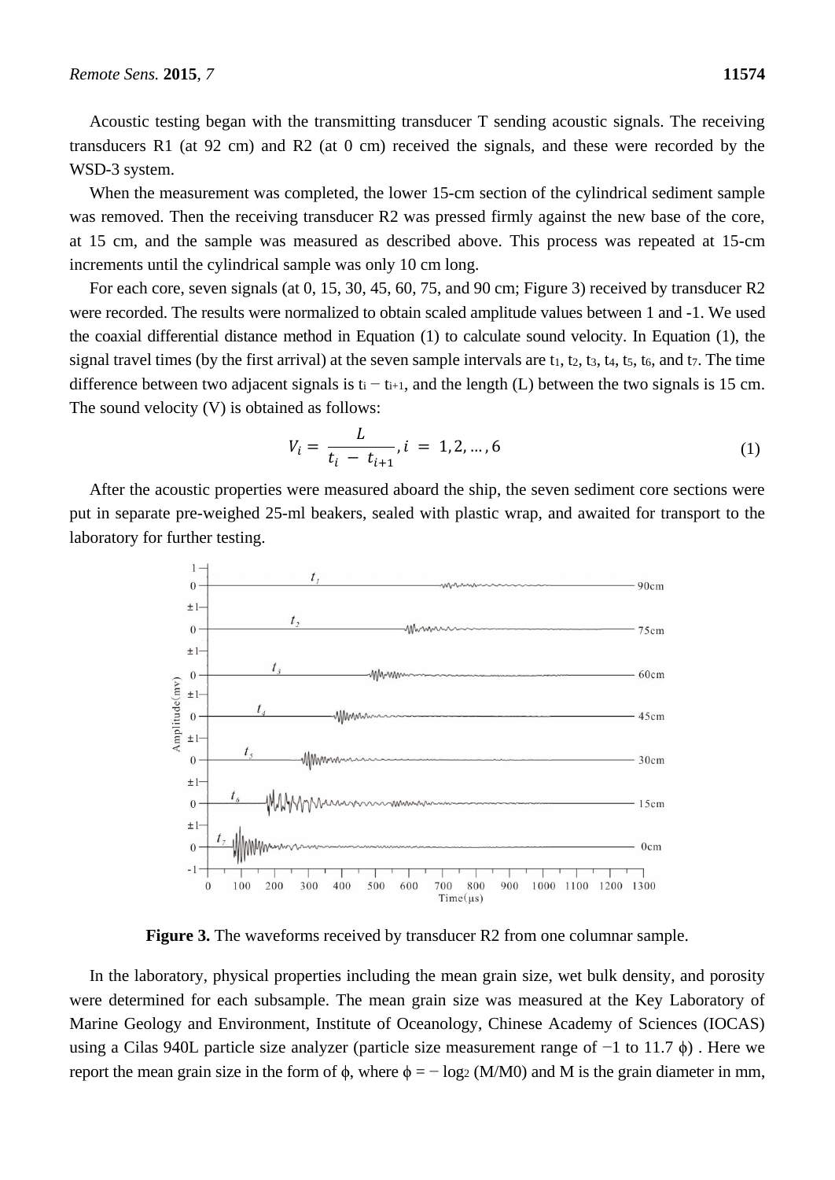Acoustic testing began with the transmitting transducer T sending acoustic signals. The receiving transducers R1 (at 92 cm) and R2 (at 0 cm) received the signals, and these were recorded by the WSD-3 system.

When the measurement was completed, the lower 15-cm section of the cylindrical sediment sample was removed. Then the receiving transducer R2 was pressed firmly against the new base of the core, at 15 cm, and the sample was measured as described above. This process was repeated at 15-cm increments until the cylindrical sample was only 10 cm long.

For each core, seven signals (at 0, 15, 30, 45, 60, 75, and 90 cm; Figure 3) received by transducer R2 were recorded. The results were normalized to obtain scaled amplitude values between 1 and -1. We used the coaxial differential distance method in Equation (1) to calculate sound velocity. In Equation (1), the signal travel times (by the first arrival) at the seven sample intervals are $t_1$, $t_2$, $t_3$, $t_4$, $t_5$, $t_6$, and $t_7$. The time difference between two adjacent signals is $t_i - t_{i+1}$, and the length (L) between the two signals is 15 cm. The sound velocity (V) is obtained as follows:

$$V_i = \frac{L}{t_i - t_{i+1}}, i = 1, 2, \dots, 6 \tag{1}$$

After the acoustic properties were measured aboard the ship, the seven sediment core sections were put in separate pre-weighed 25-ml beakers, sealed with plastic wrap, and awaited for transport to the laboratory for further testing.

**Figure 3.** The waveforms received by transducer R2 from one columnar sample.

In the laboratory, physical properties including the mean grain size, wet bulk density, and porosity were determined for each subsample. The mean grain size was measured at the Key Laboratory of Marine Geology and Environment, Institute of Oceanology, Chinese Academy of Sciences (IOCAS) using a Cilas 940L particle size analyzer (particle size measurement range of −1 to 11.7 ϕ) . Here we report the mean grain size in the form of ϕ, where $\phi = -\log_2 (M/M0)$ and M is the grain diameter in mm,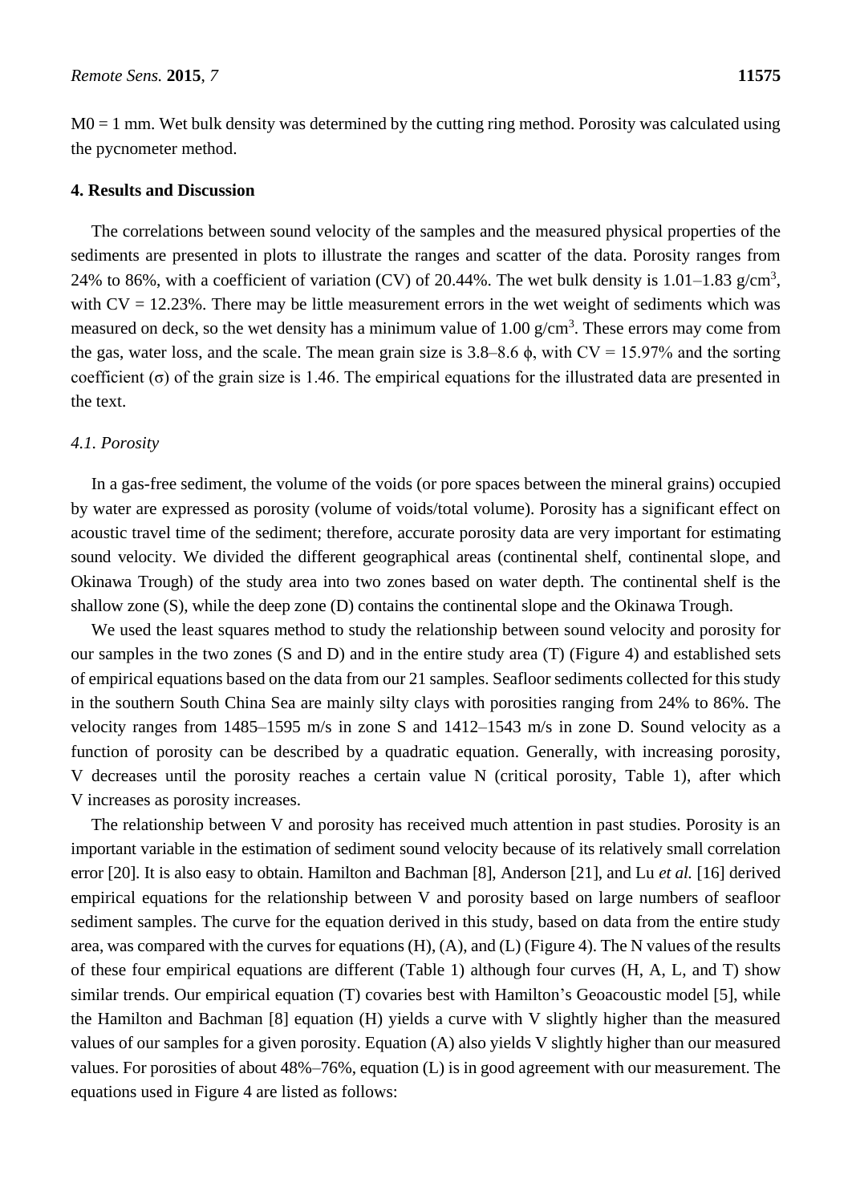$M0 = 1$ mm. Wet bulk density was determined by the cutting ring method. Porosity was calculated using the pycnometer method.

## 4. Results and Discussion

The correlations between sound velocity of the samples and the measured physical properties of the sediments are presented in plots to illustrate the ranges and scatter of the data. Porosity ranges from 24% to 86%, with a coefficient of variation (CV) of 20.44%. The wet bulk density is 1.01–1.83 g/cm$^3$, with CV = 12.23%. There may be little measurement errors in the wet weight of sediments which was measured on deck, so the wet density has a minimum value of 1.00 g/cm$^3$. These errors may come from the gas, water loss, and the scale. The mean grain size is 3.8–8.6 $\phi$, with CV = 15.97% and the sorting coefficient ($\sigma$) of the grain size is 1.46. The empirical equations for the illustrated data are presented in the text.

### *4.1. Porosity*

In a gas-free sediment, the volume of the voids (or pore spaces between the mineral grains) occupied by water are expressed as porosity (volume of voids/total volume). Porosity has a significant effect on acoustic travel time of the sediment; therefore, accurate porosity data are very important for estimating sound velocity. We divided the different geographical areas (continental shelf, continental slope, and Okinawa Trough) of the study area into two zones based on water depth. The continental shelf is the shallow zone (S), while the deep zone (D) contains the continental slope and the Okinawa Trough.

We used the least squares method to study the relationship between sound velocity and porosity for our samples in the two zones (S and D) and in the entire study area (T) (Figure 4) and established sets of empirical equations based on the data from our 21 samples. Seafloor sediments collected for this study in the southern South China Sea are mainly silty clays with porosities ranging from 24% to 86%. The velocity ranges from 1485–1595 m/s in zone S and 1412–1543 m/s in zone D. Sound velocity as a function of porosity can be described by a quadratic equation. Generally, with increasing porosity, V decreases until the porosity reaches a certain value N (critical porosity, Table 1), after which V increases as porosity increases.

The relationship between V and porosity has received much attention in past studies. Porosity is an important variable in the estimation of sediment sound velocity because of its relatively small correlation error [20]. It is also easy to obtain. Hamilton and Bachman [8], Anderson [21], and Lu *et al.* [16] derived empirical equations for the relationship between V and porosity based on large numbers of seafloor sediment samples. The curve for the equation derived in this study, based on data from the entire study area, was compared with the curves for equations (H), (A), and (L) (Figure 4). The N values of the results of these four empirical equations are different (Table 1) although four curves (H, A, L, and T) show similar trends. Our empirical equation (T) covaries best with Hamilton's Geoacoustic model [5], while the Hamilton and Bachman [8] equation (H) yields a curve with V slightly higher than the measured values of our samples for a given porosity. Equation (A) also yields V slightly higher than our measured values. For porosities of about 48%–76%, equation (L) is in good agreement with our measurement. The equations used in Figure 4 are listed as follows: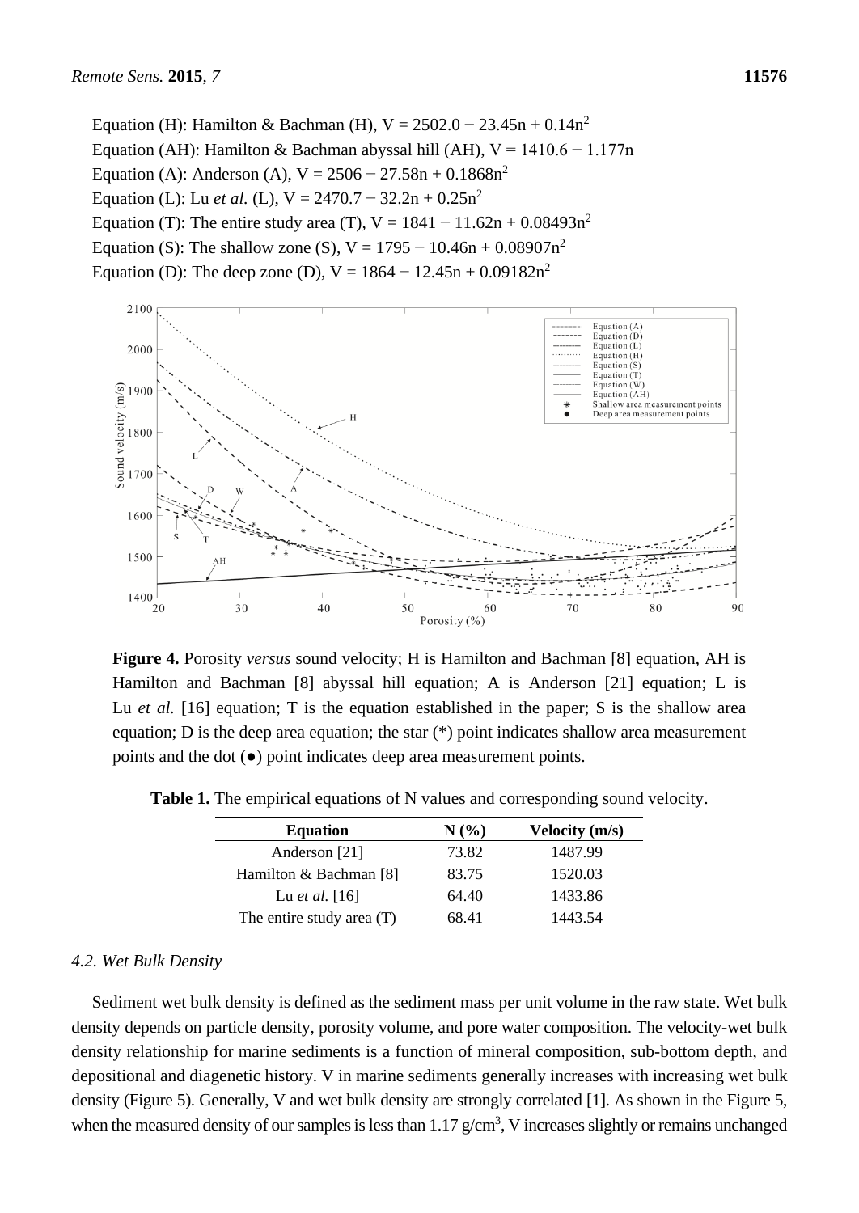Equation (H): Hamilton & Bachman (H), $V = 2502.0 - 23.45n + 0.14n^2$

Equation (AH): Hamilton & Bachman abyssal hill (AH), $V = 1410.6 - 1.177n$

Equation (A): Anderson (A), $V = 2506 - 27.58n + 0.1868n^2$

Equation (L): Lu *et al.* (L), $V = 2470.7 - 32.2n + 0.25n^2$

Equation (T): The entire study area (T), $V = 1841 - 11.62n + 0.08493n^2$

Equation (S): The shallow zone (S), $V = 1795 - 10.46n + 0.08907n^2$

Equation (D): The deep zone (D), $V = 1864 - 12.45n + 0.09182n^2$

**Figure 4.** Porosity *versus* sound velocity; H is Hamilton and Bachman [8] equation, AH is Hamilton and Bachman [8] abyssal hill equation; A is Anderson [21] equation; L is Lu *et al.* [16] equation; T is the equation established in the paper; S is the shallow area equation; D is the deep area equation; the star (*) point indicates shallow area measurement points and the dot (●) point indicates deep area measurement points.

**Table 1.** The empirical equations of N values and corresponding sound velocity.

| Equation | N (%) | Velocity (m/s) |
|---|---|---|
| Anderson [21] | 73.82 | 1487.99 |
| Hamilton & Bachman [8] | 83.75 | 1520.03 |
| Lu *et al.* [16] | 64.40 | 1433.86 |
| The entire study area (T) | 68.41 | 1443.54 |

### 4.2. Wet Bulk Density

Sediment wet bulk density is defined as the sediment mass per unit volume in the raw state. Wet bulk density depends on particle density, porosity volume, and pore water composition. The velocity-wet bulk density relationship for marine sediments is a function of mineral composition, sub-bottom depth, and depositional and diagenetic history. V in marine sediments generally increases with increasing wet bulk density (Figure 5). Generally, V and wet bulk density are strongly correlated [1]. As shown in the Figure 5, when the measured density of our samples is less than 1.17 g/cm$^3$, V increases slightly or remains unchanged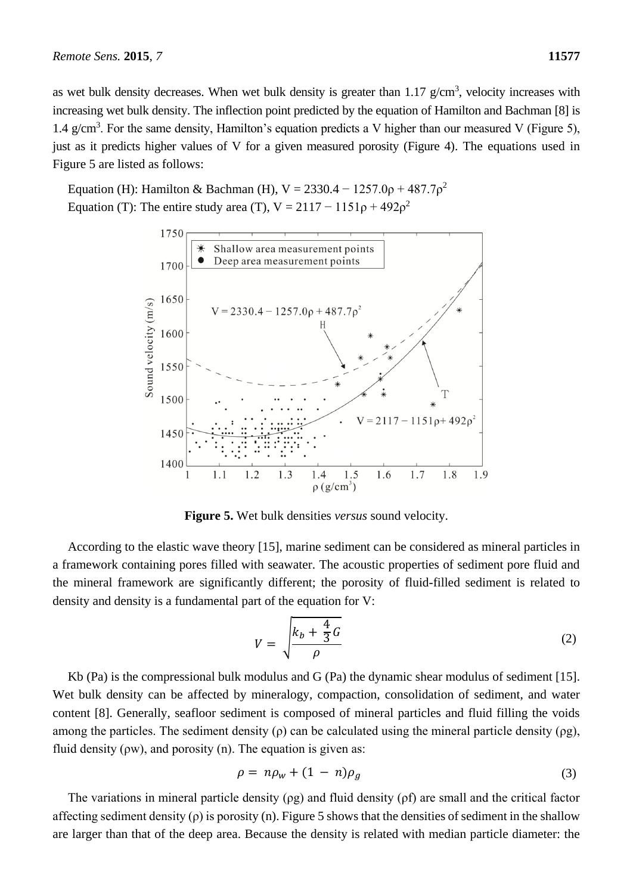as wet bulk density decreases. When wet bulk density is greater than 1.17 g/cm$^3$, velocity increases with increasing wet bulk density. The inflection point predicted by the equation of Hamilton and Bachman [8] is 1.4 g/cm$^3$. For the same density, Hamilton's equation predicts a V higher than our measured V (Figure 5), just as it predicts higher values of V for a given measured porosity (Figure 4). The equations used in Figure 5 are listed as follows:

Equation (H): Hamilton & Bachman (H), $V = 2330.4 - 1257.0\rho + 487.7\rho^2$
Equation (T): The entire study area (T), $V = 2117 - 1151\rho + 492\rho^2$

**Figure 5.** Wet bulk densities *versus* sound velocity.

According to the elastic wave theory [15], marine sediment can be considered as mineral particles in a framework containing pores filled with seawater. The acoustic properties of sediment pore fluid and the mineral framework are significantly different; the porosity of fluid-filled sediment is related to density and density is a fundamental part of the equation for V:

$$V = \sqrt{\frac{k_b + \frac{4}{3}G}{\rho}} \quad (2)$$

Kb (Pa) is the compressional bulk modulus and G (Pa) the dynamic shear modulus of sediment [15]. Wet bulk density can be affected by mineralogy, compaction, consolidation of sediment, and water content [8]. Generally, seafloor sediment is composed of mineral particles and fluid filling the voids among the particles. The sediment density ($\rho$) can be calculated using the mineral particle density ($\rho$g), fluid density ($\rho$w), and porosity (n). The equation is given as:

$$\rho = n\rho_w + (1 - n)\rho_g \quad (3)$$

The variations in mineral particle density ($\rho$g) and fluid density ($\rho$f) are small and the critical factor affecting sediment density ($\rho$) is porosity (n). Figure 5 shows that the densities of sediment in the shallow are larger than that of the deep area. Because the density is related with median particle diameter: the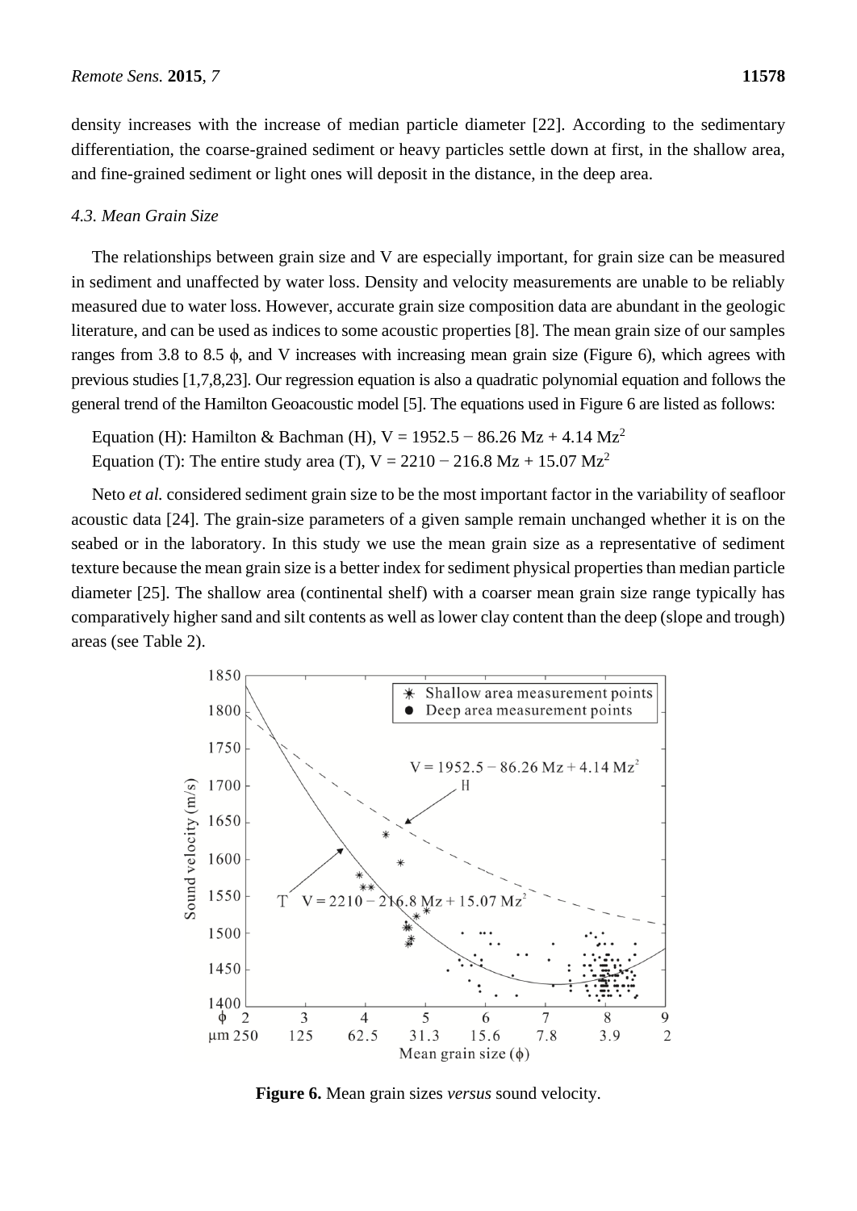density increases with the increase of median particle diameter [22]. According to the sedimentary differentiation, the coarse-grained sediment or heavy particles settle down at first, in the shallow area, and fine-grained sediment or light ones will deposit in the distance, in the deep area.

### 4.3. Mean Grain Size

The relationships between grain size and V are especially important, for grain size can be measured in sediment and unaffected by water loss. Density and velocity measurements are unable to be reliably measured due to water loss. However, accurate grain size composition data are abundant in the geologic literature, and can be used as indices to some acoustic properties [8]. The mean grain size of our samples ranges from 3.8 to 8.5 $\phi$, and V increases with increasing mean grain size (Figure 6), which agrees with previous studies [1,7,8,23]. Our regression equation is also a quadratic polynomial equation and follows the general trend of the Hamilton Geoacoustic model [5]. The equations used in Figure 6 are listed as follows:

Equation (H): Hamilton & Bachman (H), $V = 1952.5 - 86.26\ Mz + 4.14\ Mz^2$

Equation (T): The entire study area (T), $V = 2210 - 216.8\ Mz + 15.07\ Mz^2$

Neto *et al.* considered sediment grain size to be the most important factor in the variability of seafloor acoustic data [24]. The grain-size parameters of a given sample remain unchanged whether it is on the seabed or in the laboratory. In this study we use the mean grain size as a representative of sediment texture because the mean grain size is a better index for sediment physical properties than median particle diameter [25]. The shallow area (continental shelf) with a coarser mean grain size range typically has comparatively higher sand and silt contents as well as lower clay content than the deep (slope and trough) areas (see Table 2).

**Figure 6.** Mean grain sizes *versus* sound velocity.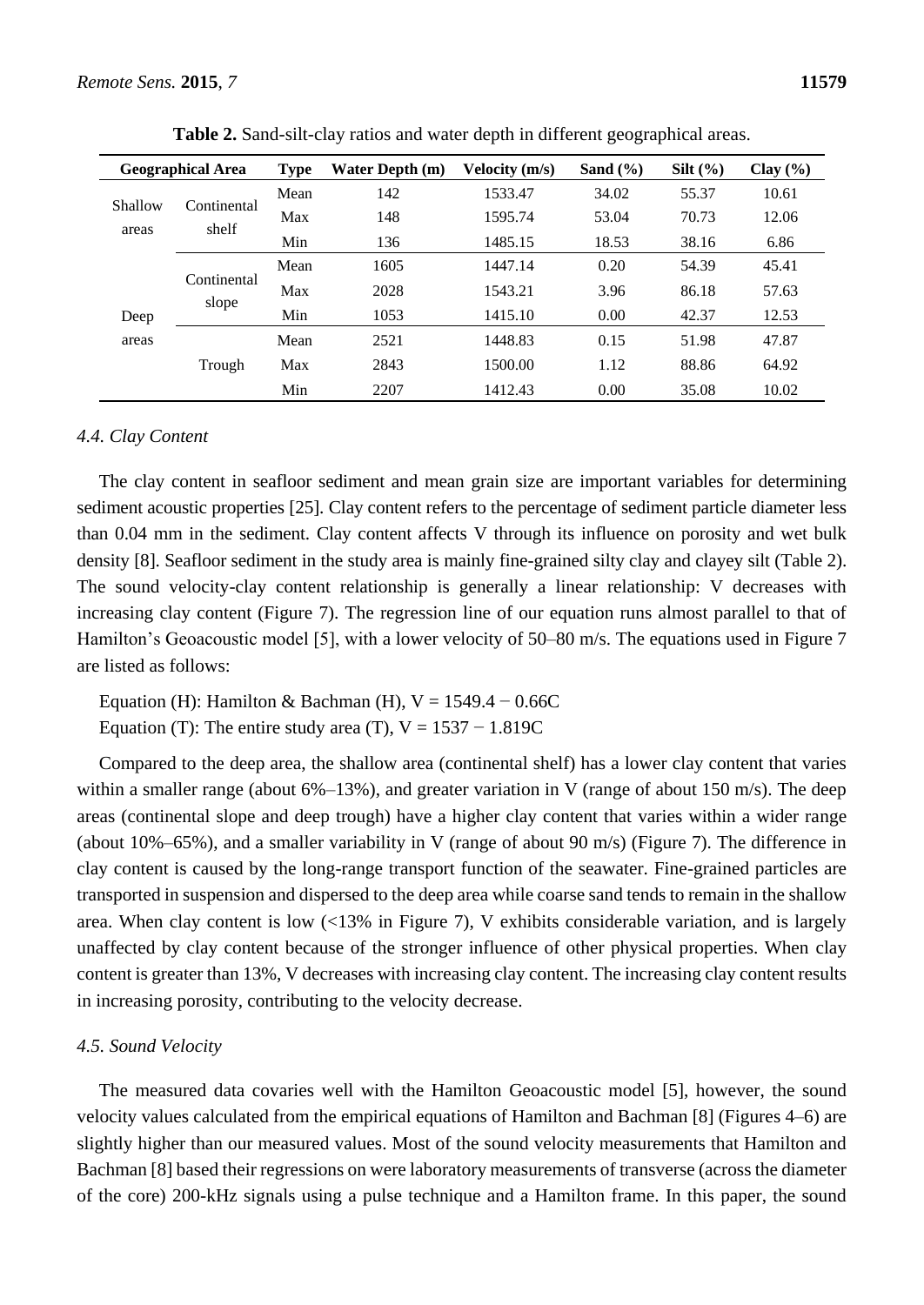**Table 2.** Sand-silt-clay ratios and water depth in different geographical areas.

| Geographical Area | | Type | Water Depth (m) | Velocity (m/s) | Sand (%) | Silt (%) | Clay (%) |
|---|---|---|---|---|---|---|---|
| Shallow areas | Continental shelf | Mean | 142 | 1533.47 | 34.02 | 55.37 | 10.61 |
| | | Max | 148 | 1595.74 | 53.04 | 70.73 | 12.06 |
| | | Min | 136 | 1485.15 | 18.53 | 38.16 | 6.86 |
| Deep areas | Continental slope | Mean | 1605 | 1447.14 | 0.20 | 54.39 | 45.41 |
| | | Max | 2028 | 1543.21 | 3.96 | 86.18 | 57.63 |
| | | Min | 1053 | 1415.10 | 0.00 | 42.37 | 12.53 |
| | Trough | Mean | 2521 | 1448.83 | 0.15 | 51.98 | 47.87 |
| | | Max | 2843 | 1500.00 | 1.12 | 88.86 | 64.92 |
| | | Min | 2207 | 1412.43 | 0.00 | 35.08 | 10.02 |

### *4.4. Clay Content*

The clay content in seafloor sediment and mean grain size are important variables for determining sediment acoustic properties [25]. Clay content refers to the percentage of sediment particle diameter less than 0.04 mm in the sediment. Clay content affects V through its influence on porosity and wet bulk density [8]. Seafloor sediment in the study area is mainly fine-grained silty clay and clayey silt (Table 2). The sound velocity-clay content relationship is generally a linear relationship: V decreases with increasing clay content (Figure 7). The regression line of our equation runs almost parallel to that of Hamilton's Geoacoustic model [5], with a lower velocity of 50–80 m/s. The equations used in Figure 7 are listed as follows:

Equation (H): Hamilton & Bachman (H), $V = 1549.4 - 0.66C$
Equation (T): The entire study area (T), $V = 1537 - 1.819C$

Compared to the deep area, the shallow area (continental shelf) has a lower clay content that varies within a smaller range (about 6%–13%), and greater variation in V (range of about 150 m/s). The deep areas (continental slope and deep trough) have a higher clay content that varies within a wider range (about 10%–65%), and a smaller variability in V (range of about 90 m/s) (Figure 7). The difference in clay content is caused by the long-range transport function of the seawater. Fine-grained particles are transported in suspension and dispersed to the deep area while coarse sand tends to remain in the shallow area. When clay content is low (<13% in Figure 7), V exhibits considerable variation, and is largely unaffected by clay content because of the stronger influence of other physical properties. When clay content is greater than 13%, V decreases with increasing clay content. The increasing clay content results in increasing porosity, contributing to the velocity decrease.

### *4.5. Sound Velocity*

The measured data covaries well with the Hamilton Geoacoustic model [5], however, the sound velocity values calculated from the empirical equations of Hamilton and Bachman [8] (Figures 4–6) are slightly higher than our measured values. Most of the sound velocity measurements that Hamilton and Bachman [8] based their regressions on were laboratory measurements of transverse (across the diameter of the core) 200-kHz signals using a pulse technique and a Hamilton frame. In this paper, the sound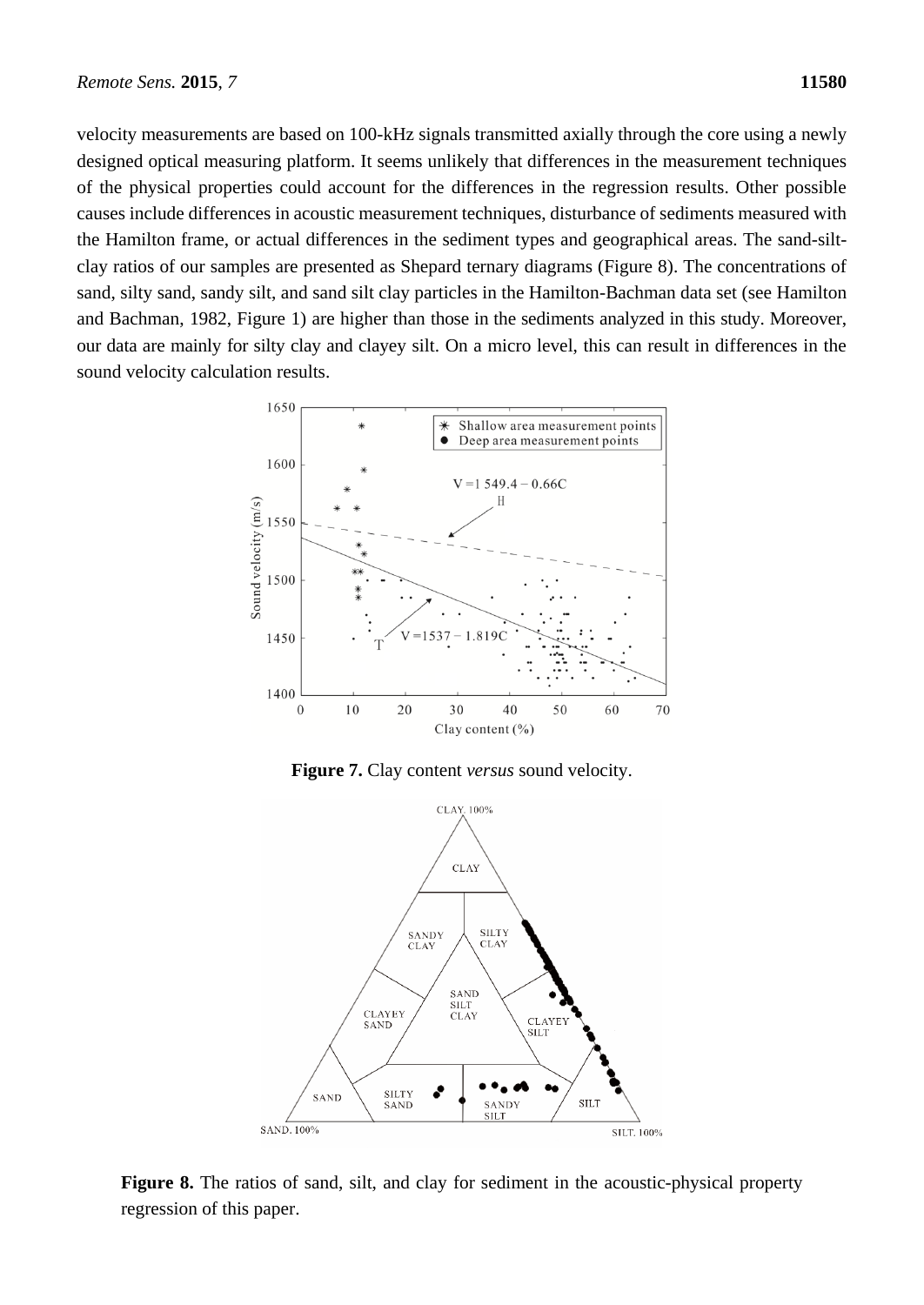velocity measurements are based on 100-kHz signals transmitted axially through the core using a newly designed optical measuring platform. It seems unlikely that differences in the measurement techniques of the physical properties could account for the differences in the regression results. Other possible causes include differences in acoustic measurement techniques, disturbance of sediments measured with the Hamilton frame, or actual differences in the sediment types and geographical areas. The sand-silt-clay ratios of our samples are presented as Shepard ternary diagrams (Figure 8). The concentrations of sand, silty sand, sandy silt, and sand silt clay particles in the Hamilton-Bachman data set (see Hamilton and Bachman, 1982, Figure 1) are higher than those in the sediments analyzed in this study. Moreover, our data are mainly for silty clay and clayey silt. On a micro level, this can result in differences in the sound velocity calculation results.

**Figure 7.** Clay content *versus* sound velocity.

**Figure 8.** The ratios of sand, silt, and clay for sediment in the acoustic-physical property regression of this paper.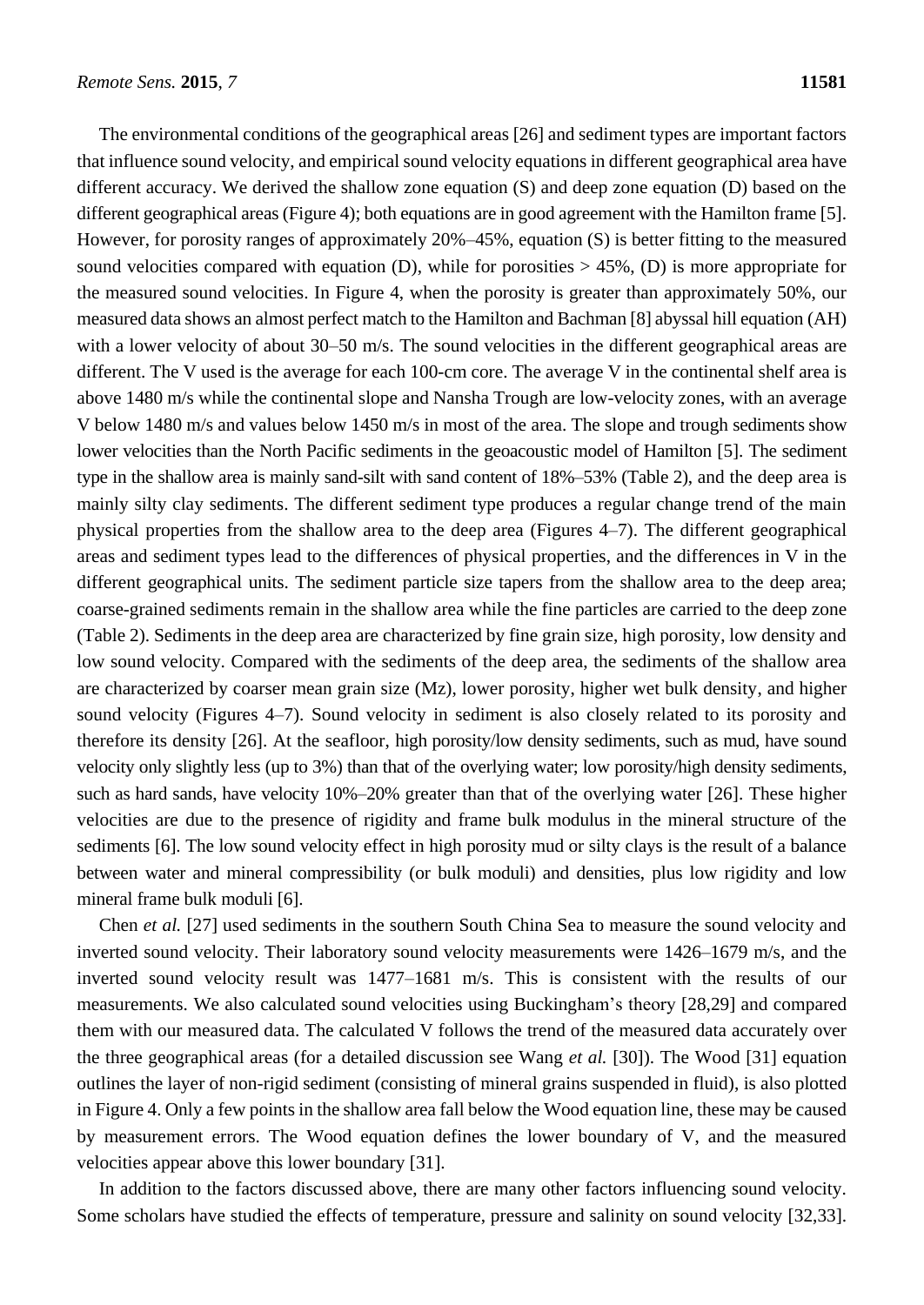The environmental conditions of the geographical areas [26] and sediment types are important factors that influence sound velocity, and empirical sound velocity equations in different geographical area have different accuracy. We derived the shallow zone equation (S) and deep zone equation (D) based on the different geographical areas (Figure 4); both equations are in good agreement with the Hamilton frame [5]. However, for porosity ranges of approximately 20%–45%, equation (S) is better fitting to the measured sound velocities compared with equation (D), while for porosities > 45%, (D) is more appropriate for the measured sound velocities. In Figure 4, when the porosity is greater than approximately 50%, our measured data shows an almost perfect match to the Hamilton and Bachman [8] abyssal hill equation (AH) with a lower velocity of about 30–50 m/s. The sound velocities in the different geographical areas are different. The V used is the average for each 100-cm core. The average V in the continental shelf area is above 1480 m/s while the continental slope and Nansha Trough are low-velocity zones, with an average V below 1480 m/s and values below 1450 m/s in most of the area. The slope and trough sediments show lower velocities than the North Pacific sediments in the geoacoustic model of Hamilton [5]. The sediment type in the shallow area is mainly sand-silt with sand content of 18%–53% (Table 2), and the deep area is mainly silty clay sediments. The different sediment type produces a regular change trend of the main physical properties from the shallow area to the deep area (Figures 4–7). The different geographical areas and sediment types lead to the differences of physical properties, and the differences in V in the different geographical units. The sediment particle size tapers from the shallow area to the deep area; coarse-grained sediments remain in the shallow area while the fine particles are carried to the deep zone (Table 2). Sediments in the deep area are characterized by fine grain size, high porosity, low density and low sound velocity. Compared with the sediments of the deep area, the sediments of the shallow area are characterized by coarser mean grain size (Mz), lower porosity, higher wet bulk density, and higher sound velocity (Figures 4–7). Sound velocity in sediment is also closely related to its porosity and therefore its density [26]. At the seafloor, high porosity/low density sediments, such as mud, have sound velocity only slightly less (up to 3%) than that of the overlying water; low porosity/high density sediments, such as hard sands, have velocity 10%–20% greater than that of the overlying water [26]. These higher velocities are due to the presence of rigidity and frame bulk modulus in the mineral structure of the sediments [6]. The low sound velocity effect in high porosity mud or silty clays is the result of a balance between water and mineral compressibility (or bulk moduli) and densities, plus low rigidity and low mineral frame bulk moduli [6].

Chen *et al.* [27] used sediments in the southern South China Sea to measure the sound velocity and inverted sound velocity. Their laboratory sound velocity measurements were 1426–1679 m/s, and the inverted sound velocity result was 1477–1681 m/s. This is consistent with the results of our measurements. We also calculated sound velocities using Buckingham's theory [28,29] and compared them with our measured data. The calculated V follows the trend of the measured data accurately over the three geographical areas (for a detailed discussion see Wang *et al.* [30]). The Wood [31] equation outlines the layer of non-rigid sediment (consisting of mineral grains suspended in fluid), is also plotted in Figure 4. Only a few points in the shallow area fall below the Wood equation line, these may be caused by measurement errors. The Wood equation defines the lower boundary of V, and the measured velocities appear above this lower boundary [31].

In addition to the factors discussed above, there are many other factors influencing sound velocity. Some scholars have studied the effects of temperature, pressure and salinity on sound velocity [32,33].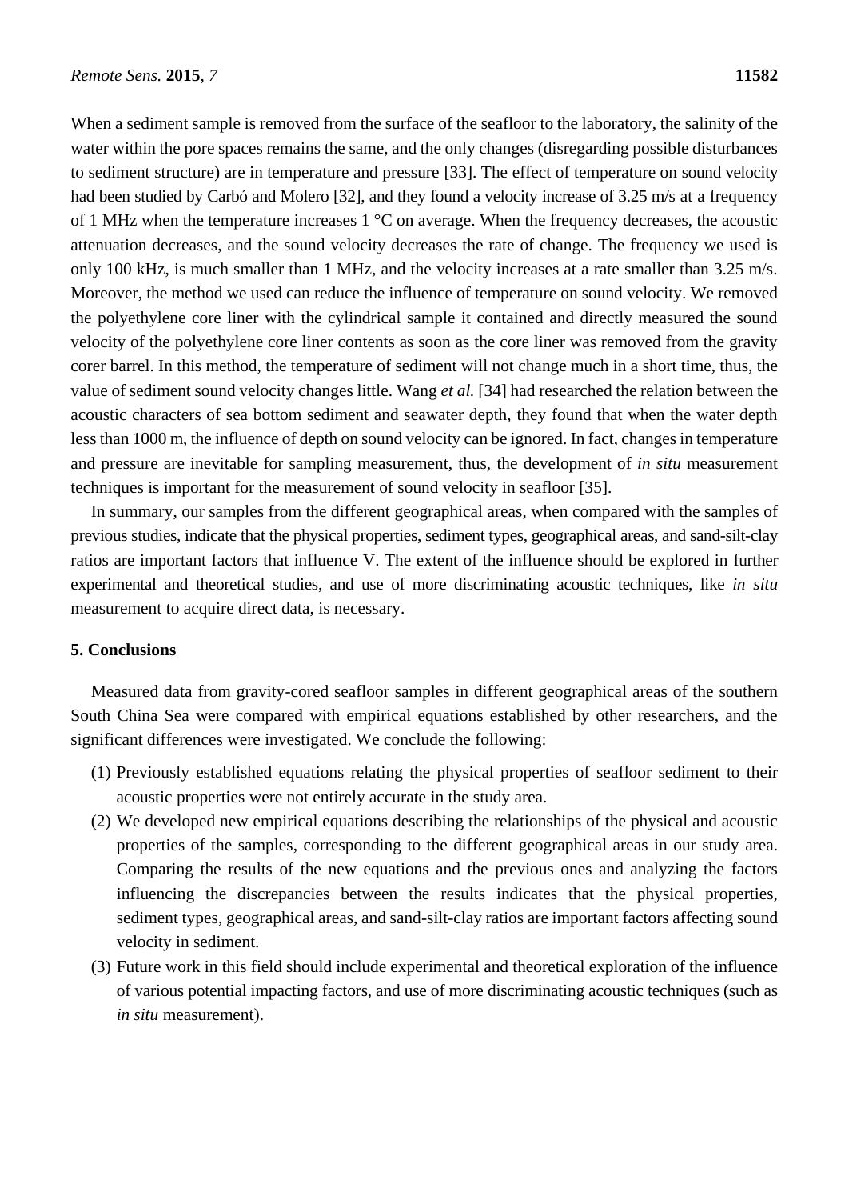When a sediment sample is removed from the surface of the seafloor to the laboratory, the salinity of the water within the pore spaces remains the same, and the only changes (disregarding possible disturbances to sediment structure) are in temperature and pressure [33]. The effect of temperature on sound velocity had been studied by Carbó and Molero [32], and they found a velocity increase of 3.25 m/s at a frequency of 1 MHz when the temperature increases 1 °C on average. When the frequency decreases, the acoustic attenuation decreases, and the sound velocity decreases the rate of change. The frequency we used is only 100 kHz, is much smaller than 1 MHz, and the velocity increases at a rate smaller than 3.25 m/s. Moreover, the method we used can reduce the influence of temperature on sound velocity. We removed the polyethylene core liner with the cylindrical sample it contained and directly measured the sound velocity of the polyethylene core liner contents as soon as the core liner was removed from the gravity corer barrel. In this method, the temperature of sediment will not change much in a short time, thus, the value of sediment sound velocity changes little. Wang *et al.* [34] had researched the relation between the acoustic characters of sea bottom sediment and seawater depth, they found that when the water depth less than 1000 m, the influence of depth on sound velocity can be ignored. In fact, changes in temperature and pressure are inevitable for sampling measurement, thus, the development of *in situ* measurement techniques is important for the measurement of sound velocity in seafloor [35].

In summary, our samples from the different geographical areas, when compared with the samples of previous studies, indicate that the physical properties, sediment types, geographical areas, and sand-silt-clay ratios are important factors that influence V. The extent of the influence should be explored in further experimental and theoretical studies, and use of more discriminating acoustic techniques, like *in situ* measurement to acquire direct data, is necessary.

## 5. Conclusions

Measured data from gravity-cored seafloor samples in different geographical areas of the southern South China Sea were compared with empirical equations established by other researchers, and the significant differences were investigated. We conclude the following:

(1) Previously established equations relating the physical properties of seafloor sediment to their acoustic properties were not entirely accurate in the study area.
(2) We developed new empirical equations describing the relationships of the physical and acoustic properties of the samples, corresponding to the different geographical areas in our study area. Comparing the results of the new equations and the previous ones and analyzing the factors influencing the discrepancies between the results indicates that the physical properties, sediment types, geographical areas, and sand-silt-clay ratios are important factors affecting sound velocity in sediment.
(3) Future work in this field should include experimental and theoretical exploration of the influence of various potential impacting factors, and use of more discriminating acoustic techniques (such as *in situ* measurement).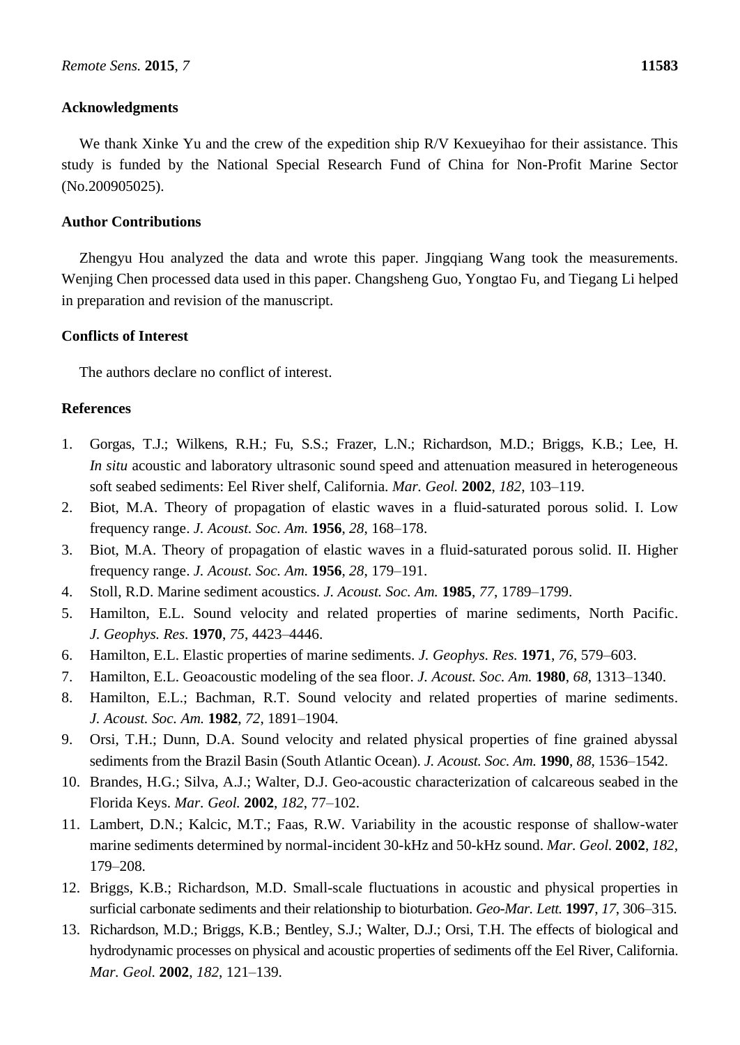## Acknowledgments

We thank Xinke Yu and the crew of the expedition ship R/V Kexueyihao for their assistance. This study is funded by the National Special Research Fund of China for Non-Profit Marine Sector (No.200905025).

## Author Contributions

Zhengyu Hou analyzed the data and wrote this paper. Jingqiang Wang took the measurements. Wenjing Chen processed data used in this paper. Changsheng Guo, Yongtao Fu, and Tiegang Li helped in preparation and revision of the manuscript.

## Conflicts of Interest

The authors declare no conflict of interest.

## References

1. Gorgas, T.J.; Wilkens, R.H.; Fu, S.S.; Frazer, L.N.; Richardson, M.D.; Briggs, K.B.; Lee, H. *In situ* acoustic and laboratory ultrasonic sound speed and attenuation measured in heterogeneous soft seabed sediments: Eel River shelf, California. *Mar. Geol.* **2002**, *182*, 103–119.
2. Biot, M.A. Theory of propagation of elastic waves in a fluid-saturated porous solid. I. Low frequency range. *J. Acoust. Soc. Am.* **1956**, *28*, 168–178.
3. Biot, M.A. Theory of propagation of elastic waves in a fluid-saturated porous solid. II. Higher frequency range. *J. Acoust. Soc. Am.* **1956**, *28*, 179–191.
4. Stoll, R.D. Marine sediment acoustics. *J. Acoust. Soc. Am.* **1985**, *77*, 1789–1799.
5. Hamilton, E.L. Sound velocity and related properties of marine sediments, North Pacific. *J. Geophys. Res*. **1970**, *75*, 4423–4446.
6. Hamilton, E.L. Elastic properties of marine sediments. *J. Geophys. Res.* **1971**, *76*, 579–603.
7. Hamilton, E.L. Geoacoustic modeling of the sea floor. *J. Acoust. Soc. Am.* **1980**, *68*, 1313–1340.
8. Hamilton, E.L.; Bachman, R.T. Sound velocity and related properties of marine sediments. *J. Acoust. Soc. Am.* **1982**, *72*, 1891–1904.
9. Orsi, T.H.; Dunn, D.A. Sound velocity and related physical properties of fine grained abyssal sediments from the Brazil Basin (South Atlantic Ocean). *J. Acoust. Soc. Am.* **1990**, *88*, 1536–1542.
10. Brandes, H.G.; Silva, A.J.; Walter, D.J. Geo-acoustic characterization of calcareous seabed in the Florida Keys. *Mar. Geol.* **2002**, *182*, 77–102.
11. Lambert, D.N.; Kalcic, M.T.; Faas, R.W. Variability in the acoustic response of shallow-water marine sediments determined by normal-incident 30-kHz and 50-kHz sound. *Mar. Geol.* **2002**, *182*, 179–208.
12. Briggs, K.B.; Richardson, M.D. Small-scale fluctuations in acoustic and physical properties in surficial carbonate sediments and their relationship to bioturbation. *Geo-Mar. Lett.* **1997**, *17*, 306–315.
13. Richardson, M.D.; Briggs, K.B.; Bentley, S.J.; Walter, D.J.; Orsi, T.H. The effects of biological and hydrodynamic processes on physical and acoustic properties of sediments off the Eel River, California. *Mar. Geol.* **2002**, *182*, 121–139.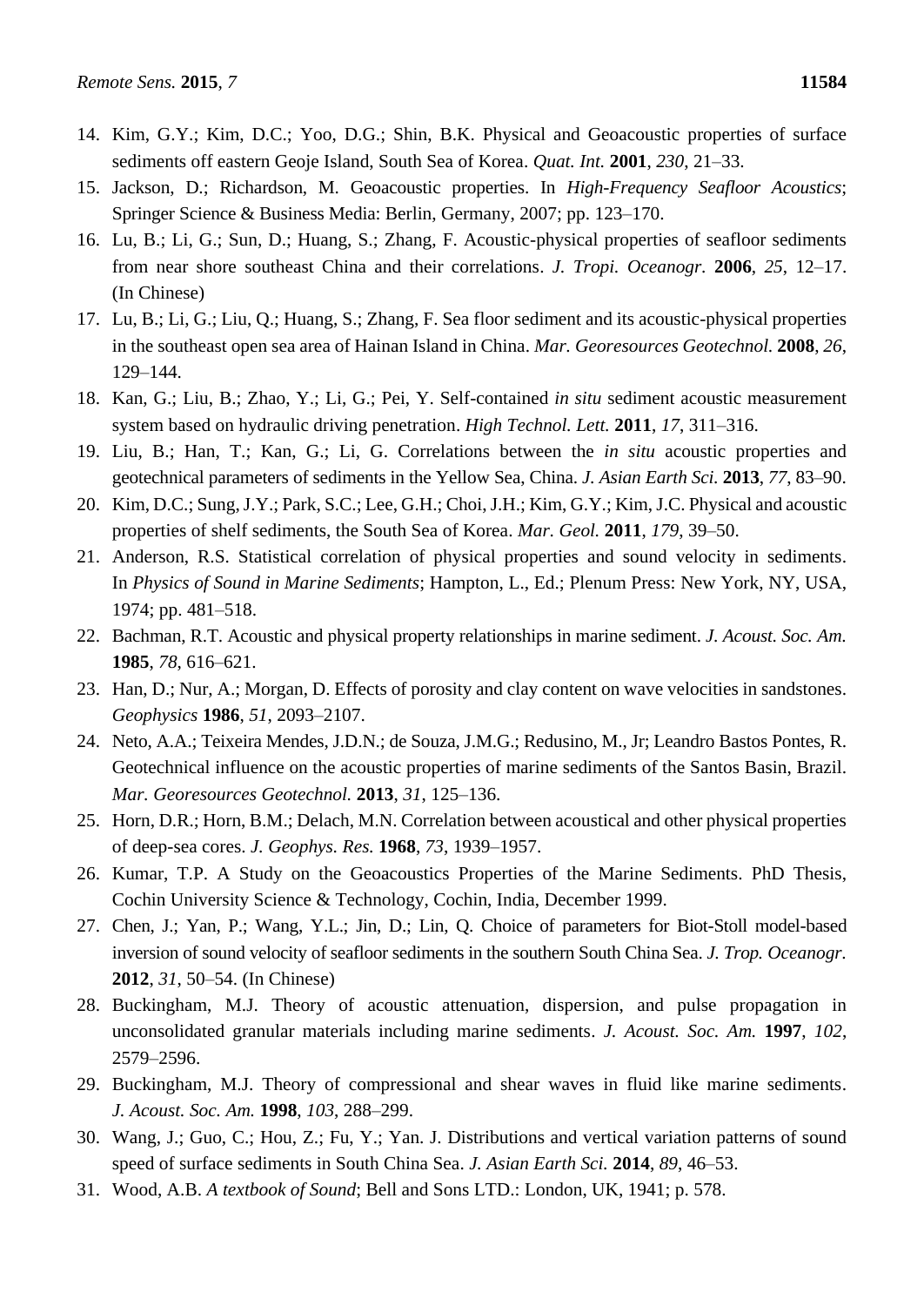14. Kim, G.Y.; Kim, D.C.; Yoo, D.G.; Shin, B.K. Physical and Geoacoustic properties of surface sediments off eastern Geoje Island, South Sea of Korea. *Quat. Int.* **2001**, *230*, 21–33.
15. Jackson, D.; Richardson, M. Geoacoustic properties. In *High-Frequency Seafloor Acoustics*; Springer Science & Business Media: Berlin, Germany, 2007; pp. 123–170.
16. Lu, B.; Li, G.; Sun, D.; Huang, S.; Zhang, F. Acoustic-physical properties of seafloor sediments from near shore southeast China and their correlations. *J. Tropi. Oceanogr.* **2006**, *25*, 12–17. (In Chinese)
17. Lu, B.; Li, G.; Liu, Q.; Huang, S.; Zhang, F. Sea floor sediment and its acoustic-physical properties in the southeast open sea area of Hainan Island in China. *Mar. Georesources Geotechnol.* **2008**, *26*, 129–144.
18. Kan, G.; Liu, B.; Zhao, Y.; Li, G.; Pei, Y. Self-contained *in situ* sediment acoustic measurement system based on hydraulic driving penetration. *High Technol. Lett.* **2011**, *17*, 311–316.
19. Liu, B.; Han, T.; Kan, G.; Li, G. Correlations between the *in situ* acoustic properties and geotechnical parameters of sediments in the Yellow Sea, China. *J. Asian Earth Sci.* **2013**, *77*, 83–90.
20. Kim, D.C.; Sung, J.Y.; Park, S.C.; Lee, G.H.; Choi, J.H.; Kim, G.Y.; Kim, J.C. Physical and acoustic properties of shelf sediments, the South Sea of Korea. *Mar. Geol.* **2011**, *179*, 39–50.
21. Anderson, R.S. Statistical correlation of physical properties and sound velocity in sediments. In *Physics of Sound in Marine Sediments*; Hampton, L., Ed.; Plenum Press: New York, NY, USA, 1974; pp. 481–518.
22. Bachman, R.T. Acoustic and physical property relationships in marine sediment. *J. Acoust. Soc. Am.* **1985**, *78*, 616–621.
23. Han, D.; Nur, A.; Morgan, D. Effects of porosity and clay content on wave velocities in sandstones. *Geophysics* **1986**, *51*, 2093–2107.
24. Neto, A.A.; Teixeira Mendes, J.D.N.; de Souza, J.M.G.; Redusino, M., Jr; Leandro Bastos Pontes, R. Geotechnical influence on the acoustic properties of marine sediments of the Santos Basin, Brazil. *Mar. Georesources Geotechnol.* **2013**, *31*, 125–136.
25. Horn, D.R.; Horn, B.M.; Delach, M.N. Correlation between acoustical and other physical properties of deep-sea cores. *J. Geophys. Res.* **1968**, *73*, 1939–1957.
26. Kumar, T.P. A Study on the Geoacoustics Properties of the Marine Sediments. PhD Thesis, Cochin University Science & Technology, Cochin, India, December 1999.
27. Chen, J.; Yan, P.; Wang, Y.L.; Jin, D.; Lin, Q. Choice of parameters for Biot-Stoll model-based inversion of sound velocity of seafloor sediments in the southern South China Sea. *J. Trop. Oceanogr.* **2012**, *31*, 50–54. (In Chinese)
28. Buckingham, M.J. Theory of acoustic attenuation, dispersion, and pulse propagation in unconsolidated granular materials including marine sediments. *J. Acoust. Soc. Am.* **1997**, *102*, 2579–2596.
29. Buckingham, M.J. Theory of compressional and shear waves in fluid like marine sediments. *J. Acoust. Soc. Am.* **1998**, *103*, 288–299.
30. Wang, J.; Guo, C.; Hou, Z.; Fu, Y.; Yan. J. Distributions and vertical variation patterns of sound speed of surface sediments in South China Sea. *J. Asian Earth Sci.* **2014**, *89*, 46–53.
31. Wood, A.B. *A textbook of Sound*; Bell and Sons LTD.: London, UK, 1941; p. 578.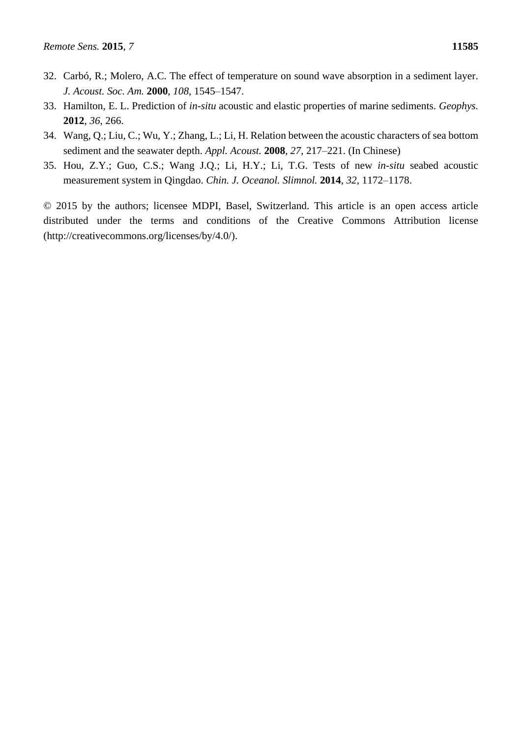32. Carbó, R.; Molero, A.C. The effect of temperature on sound wave absorption in a sediment layer. *J. Acoust. Soc. Am.* **2000**, *108*, 1545–1547.
33. Hamilton, E. L. Prediction of *in-situ* acoustic and elastic properties of marine sediments. *Geophys.* **2012**, *36*, 266.
34. Wang, Q.; Liu, C.; Wu, Y.; Zhang, L.; Li, H. Relation between the acoustic characters of sea bottom sediment and the seawater depth. *Appl. Acoust.* **2008**, *27*, 217–221. (In Chinese)
35. Hou, Z.Y.; Guo, C.S.; Wang J.Q.; Li, H.Y.; Li, T.G. Tests of new *in-situ* seabed acoustic measurement system in Qingdao. *Chin. J. Oceanol. Slimnol.* **2014**, *32*, 1172–1178.

© 2015 by the authors; licensee MDPI, Basel, Switzerland. This article is an open access article distributed under the terms and conditions of the Creative Commons Attribution license (http://creativecommons.org/licenses/by/4.0/).